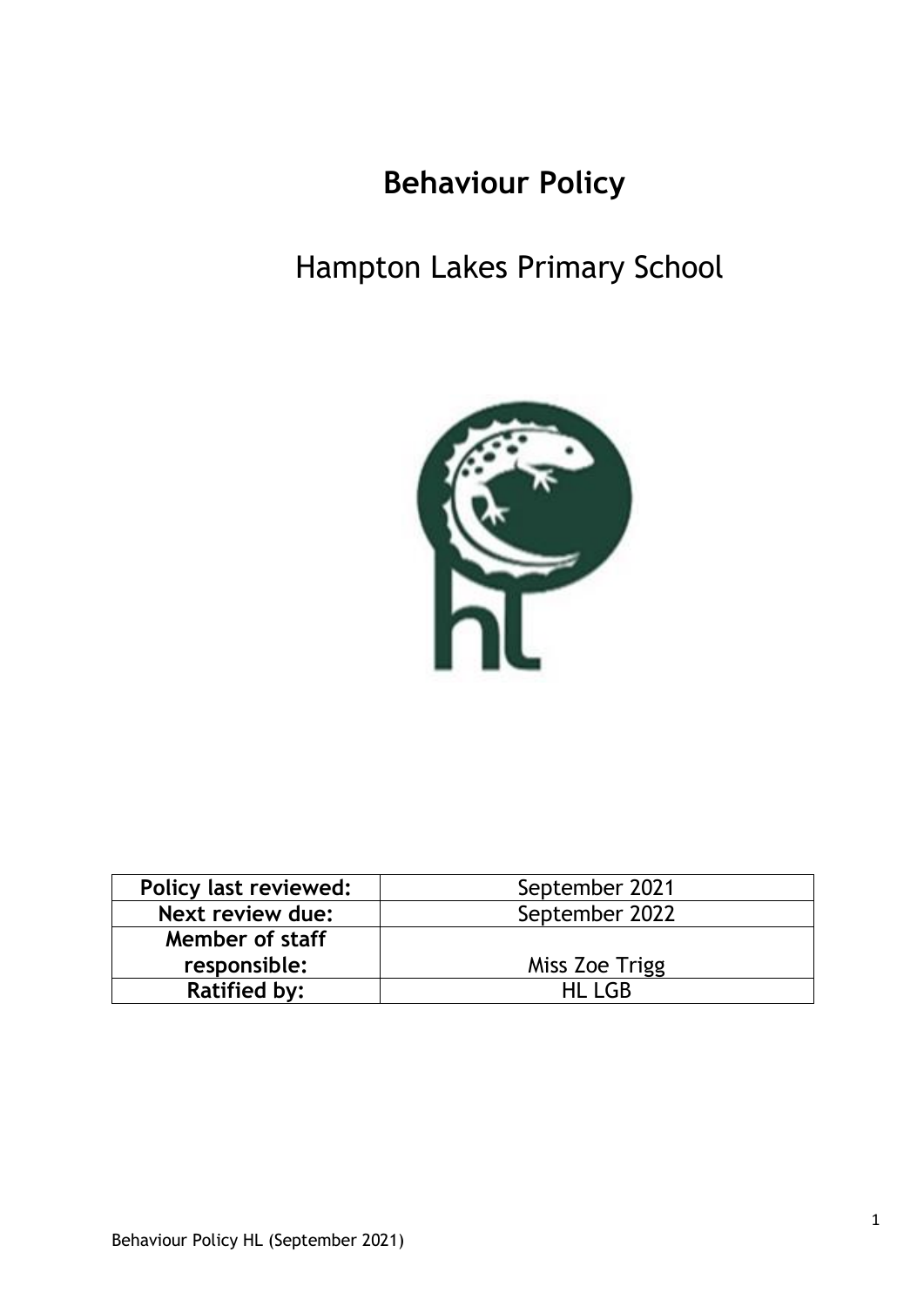# Behaviour Policy

## Hampton Lakes Primary School

| Policy last reviewed: | September 2021 |
| --- | --- |
| Next review due: | September 2022 |
| Member of staff responsible: | Miss Zoe Trigg |
| Ratified by: | HL LGB |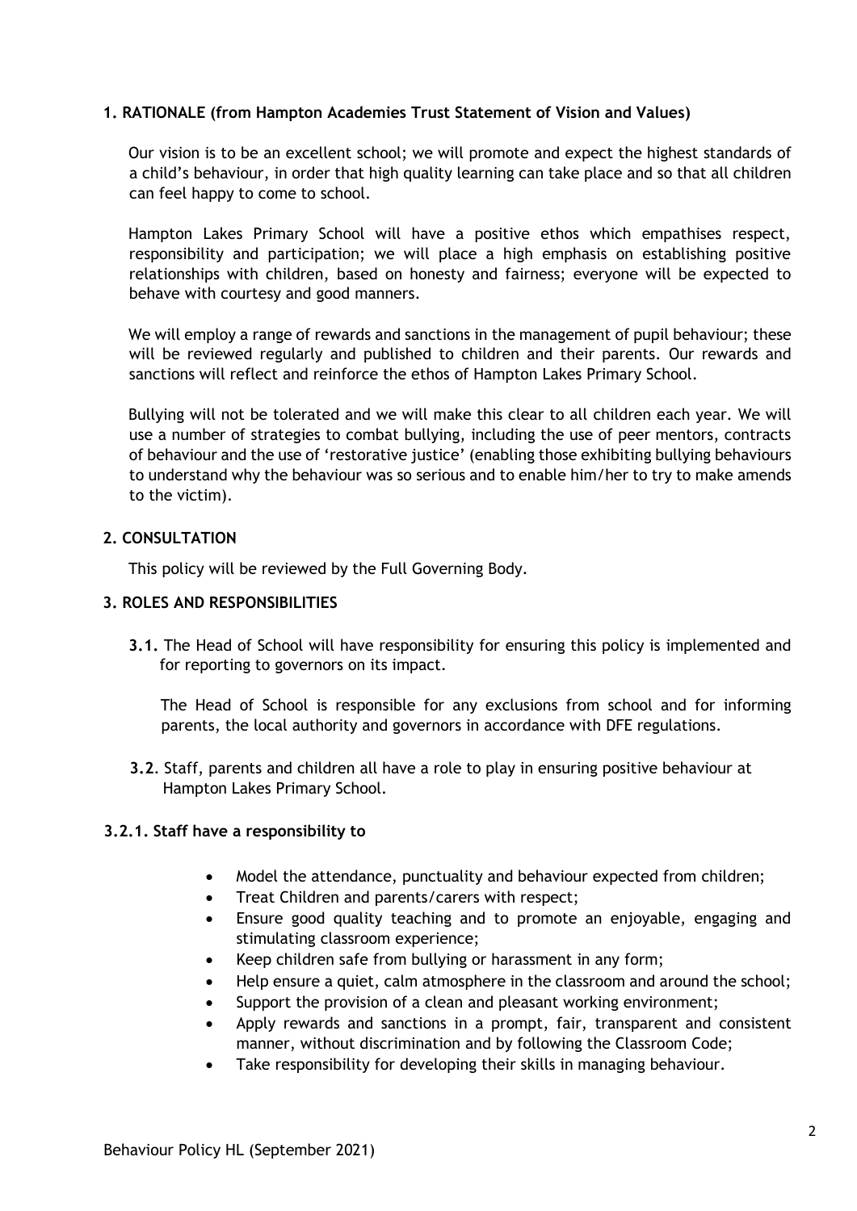## 1. RATIONALE (from Hampton Academies Trust Statement of Vision and Values)

Our vision is to be an excellent school; we will promote and expect the highest standards of a child's behaviour, in order that high quality learning can take place and so that all children can feel happy to come to school.

Hampton Lakes Primary School will have a positive ethos which empathises respect, responsibility and participation; we will place a high emphasis on establishing positive relationships with children, based on honesty and fairness; everyone will be expected to behave with courtesy and good manners.

We will employ a range of rewards and sanctions in the management of pupil behaviour; these will be reviewed regularly and published to children and their parents. Our rewards and sanctions will reflect and reinforce the ethos of Hampton Lakes Primary School.

Bullying will not be tolerated and we will make this clear to all children each year. We will use a number of strategies to combat bullying, including the use of peer mentors, contracts of behaviour and the use of 'restorative justice' (enabling those exhibiting bullying behaviours to understand why the behaviour was so serious and to enable him/her to try to make amends to the victim).

## 2. CONSULTATION

This policy will be reviewed by the Full Governing Body.

## 3. ROLES AND RESPONSIBILITIES

**3.1.** The Head of School will have responsibility for ensuring this policy is implemented and for reporting to governors on its impact.

The Head of School is responsible for any exclusions from school and for informing parents, the local authority and governors in accordance with DFE regulations.

**3.2**. Staff, parents and children all have a role to play in ensuring positive behaviour at Hampton Lakes Primary School.

### 3.2.1. Staff have a responsibility to

- Model the attendance, punctuality and behaviour expected from children;
- Treat Children and parents/carers with respect;
- Ensure good quality teaching and to promote an enjoyable, engaging and stimulating classroom experience;
- Keep children safe from bullying or harassment in any form;
- Help ensure a quiet, calm atmosphere in the classroom and around the school;
- Support the provision of a clean and pleasant working environment;
- Apply rewards and sanctions in a prompt, fair, transparent and consistent manner, without discrimination and by following the Classroom Code;
- Take responsibility for developing their skills in managing behaviour.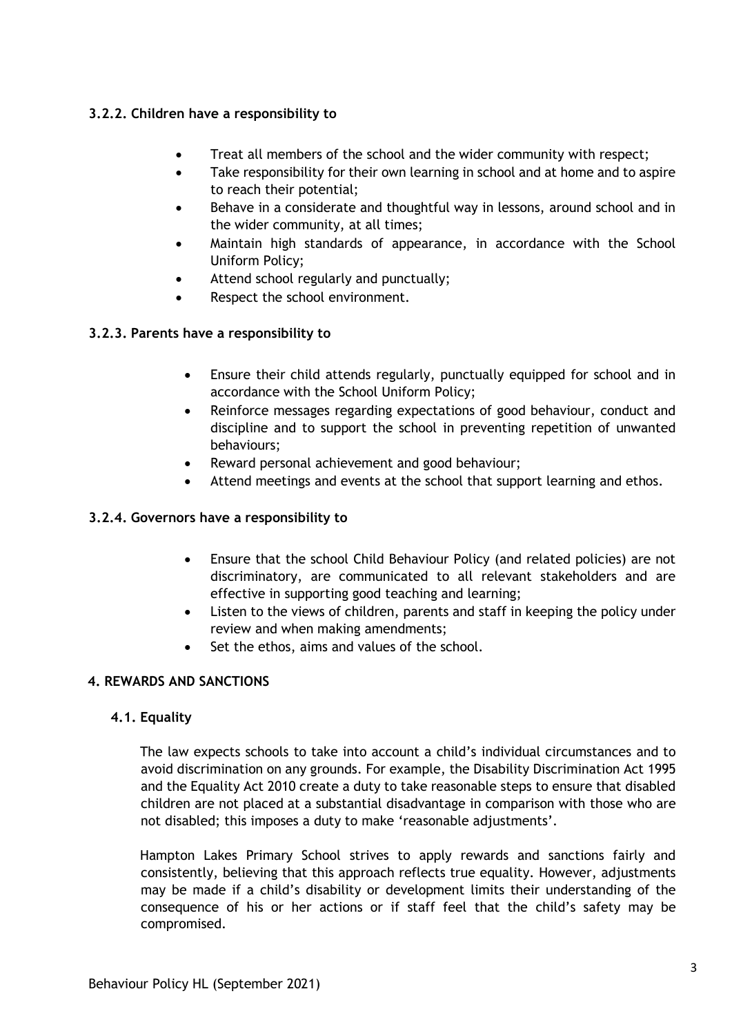### 3.2.2. Children have a responsibility to

- Treat all members of the school and the wider community with respect;
- Take responsibility for their own learning in school and at home and to aspire to reach their potential;
- Behave in a considerate and thoughtful way in lessons, around school and in the wider community, at all times;
- Maintain high standards of appearance, in accordance with the School Uniform Policy;
- Attend school regularly and punctually;
- Respect the school environment.

### 3.2.3. Parents have a responsibility to

- Ensure their child attends regularly, punctually equipped for school and in accordance with the School Uniform Policy;
- Reinforce messages regarding expectations of good behaviour, conduct and discipline and to support the school in preventing repetition of unwanted behaviours;
- Reward personal achievement and good behaviour;
- Attend meetings and events at the school that support learning and ethos.

### 3.2.4. Governors have a responsibility to

- Ensure that the school Child Behaviour Policy (and related policies) are not discriminatory, are communicated to all relevant stakeholders and are effective in supporting good teaching and learning;
- Listen to the views of children, parents and staff in keeping the policy under review and when making amendments;
- Set the ethos, aims and values of the school.

## 4. REWARDS AND SANCTIONS

### 4.1. Equality

The law expects schools to take into account a child's individual circumstances and to avoid discrimination on any grounds. For example, the Disability Discrimination Act 1995 and the Equality Act 2010 create a duty to take reasonable steps to ensure that disabled children are not placed at a substantial disadvantage in comparison with those who are not disabled; this imposes a duty to make 'reasonable adjustments'.

Hampton Lakes Primary School strives to apply rewards and sanctions fairly and consistently, believing that this approach reflects true equality. However, adjustments may be made if a child's disability or development limits their understanding of the consequence of his or her actions or if staff feel that the child's safety may be compromised.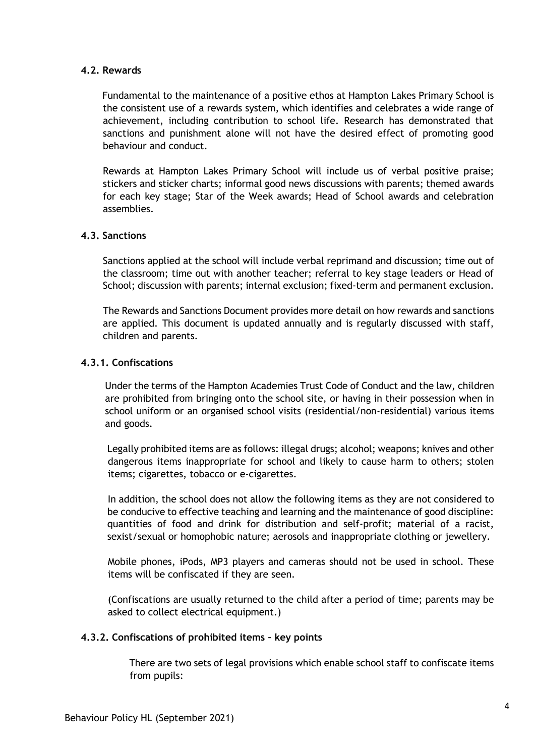#### 4.2. Rewards

Fundamental to the maintenance of a positive ethos at Hampton Lakes Primary School is the consistent use of a rewards system, which identifies and celebrates a wide range of achievement, including contribution to school life. Research has demonstrated that sanctions and punishment alone will not have the desired effect of promoting good behaviour and conduct.

Rewards at Hampton Lakes Primary School will include us of verbal positive praise; stickers and sticker charts; informal good news discussions with parents; themed awards for each key stage; Star of the Week awards; Head of School awards and celebration assemblies.

#### 4.3. Sanctions

Sanctions applied at the school will include verbal reprimand and discussion; time out of the classroom; time out with another teacher; referral to key stage leaders or Head of School; discussion with parents; internal exclusion; fixed-term and permanent exclusion.

The Rewards and Sanctions Document provides more detail on how rewards and sanctions are applied. This document is updated annually and is regularly discussed with staff, children and parents.

#### 4.3.1. Confiscations

Under the terms of the Hampton Academies Trust Code of Conduct and the law, children are prohibited from bringing onto the school site, or having in their possession when in school uniform or an organised school visits (residential/non-residential) various items and goods.

Legally prohibited items are as follows: illegal drugs; alcohol; weapons; knives and other dangerous items inappropriate for school and likely to cause harm to others; stolen items; cigarettes, tobacco or e-cigarettes.

In addition, the school does not allow the following items as they are not considered to be conducive to effective teaching and learning and the maintenance of good discipline: quantities of food and drink for distribution and self-profit; material of a racist, sexist/sexual or homophobic nature; aerosols and inappropriate clothing or jewellery.

Mobile phones, iPods, MP3 players and cameras should not be used in school. These items will be confiscated if they are seen.

(Confiscations are usually returned to the child after a period of time; parents may be asked to collect electrical equipment.)

#### 4.3.2. Confiscations of prohibited items – key points

There are two sets of legal provisions which enable school staff to confiscate items from pupils: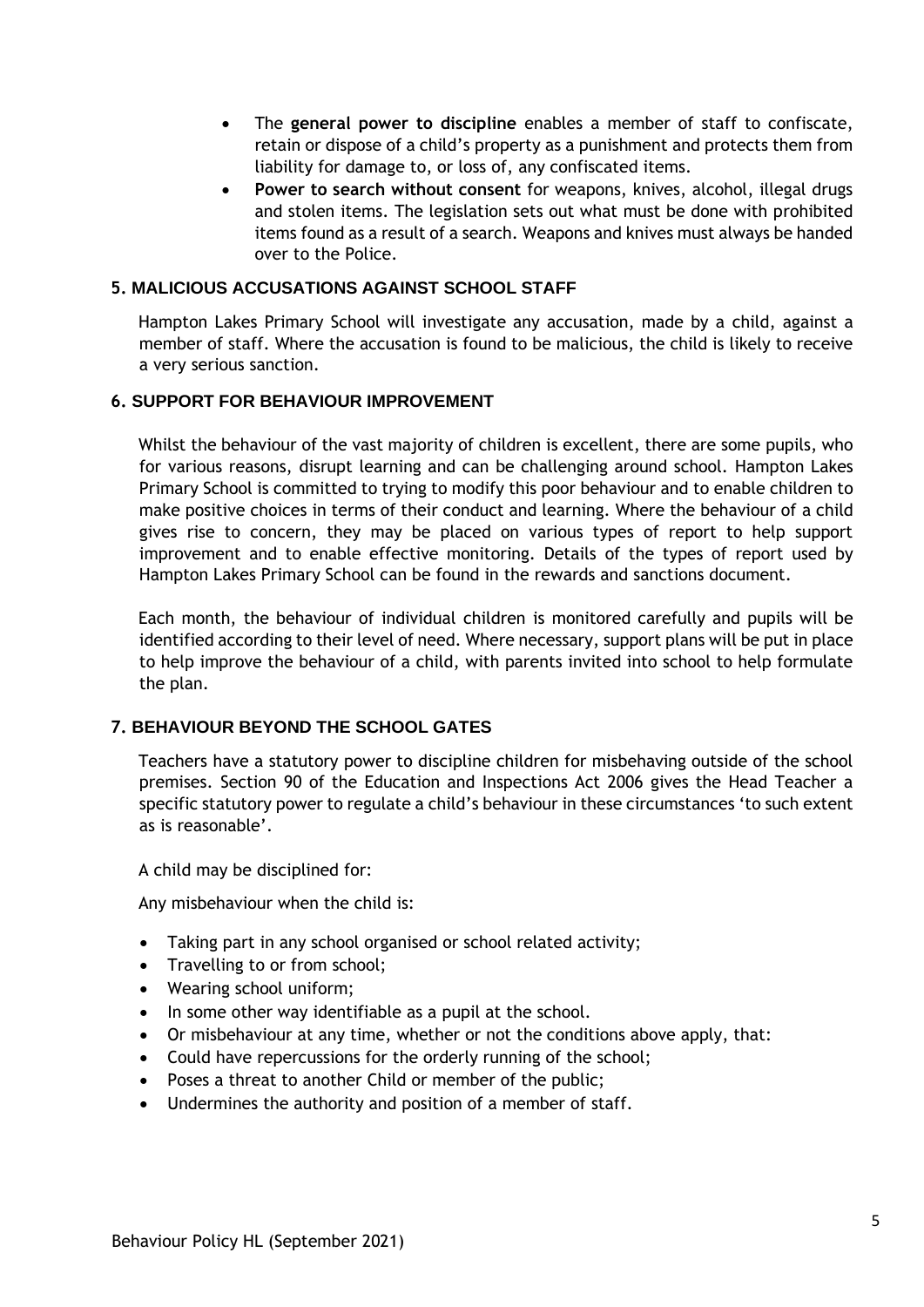- The **general power to discipline** enables a member of staff to confiscate, retain or dispose of a child's property as a punishment and protects them from liability for damage to, or loss of, any confiscated items.
- **Power to search without consent** for weapons, knives, alcohol, illegal drugs and stolen items. The legislation sets out what must be done with prohibited items found as a result of a search. Weapons and knives must always be handed over to the Police.

## 5. MALICIOUS ACCUSATIONS AGAINST SCHOOL STAFF

Hampton Lakes Primary School will investigate any accusation, made by a child, against a member of staff. Where the accusation is found to be malicious, the child is likely to receive a very serious sanction.

## 6. SUPPORT FOR BEHAVIOUR IMPROVEMENT

Whilst the behaviour of the vast majority of children is excellent, there are some pupils, who for various reasons, disrupt learning and can be challenging around school. Hampton Lakes Primary School is committed to trying to modify this poor behaviour and to enable children to make positive choices in terms of their conduct and learning. Where the behaviour of a child gives rise to concern, they may be placed on various types of report to help support improvement and to enable effective monitoring. Details of the types of report used by Hampton Lakes Primary School can be found in the rewards and sanctions document.

Each month, the behaviour of individual children is monitored carefully and pupils will be identified according to their level of need. Where necessary, support plans will be put in place to help improve the behaviour of a child, with parents invited into school to help formulate the plan.

## 7. BEHAVIOUR BEYOND THE SCHOOL GATES

Teachers have a statutory power to discipline children for misbehaving outside of the school premises. Section 90 of the Education and Inspections Act 2006 gives the Head Teacher a specific statutory power to regulate a child's behaviour in these circumstances 'to such extent as is reasonable'.

A child may be disciplined for:

Any misbehaviour when the child is:

- Taking part in any school organised or school related activity;
- Travelling to or from school;
- Wearing school uniform;
- In some other way identifiable as a pupil at the school.
- Or misbehaviour at any time, whether or not the conditions above apply, that:
- Could have repercussions for the orderly running of the school;
- Poses a threat to another Child or member of the public;
- Undermines the authority and position of a member of staff.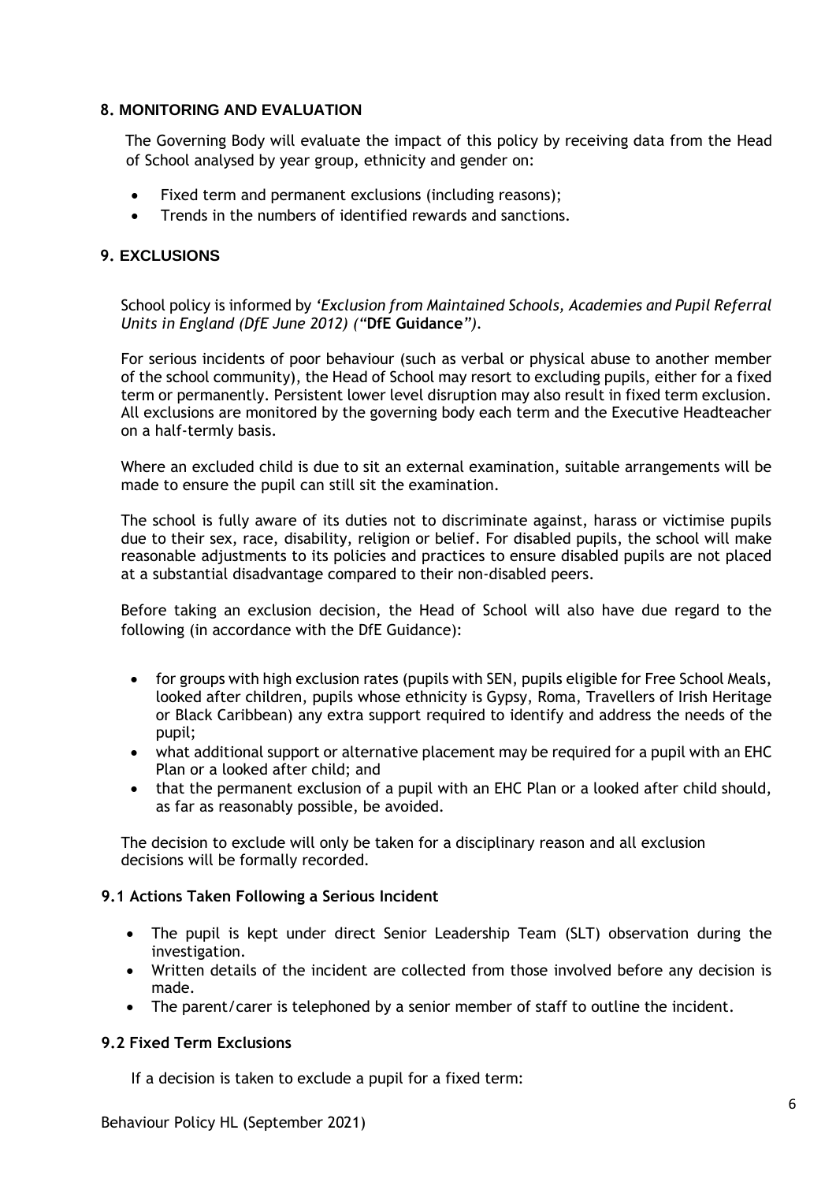## 8. MONITORING AND EVALUATION

The Governing Body will evaluate the impact of this policy by receiving data from the Head of School analysed by year group, ethnicity and gender on:

- Fixed term and permanent exclusions (including reasons);
- Trends in the numbers of identified rewards and sanctions.

## 9. EXCLUSIONS

School policy is informed by *'Exclusion from Maintained Schools, Academies and Pupil Referral Units in England (DfE June 2012) ("***DfE Guidance***")*.

For serious incidents of poor behaviour (such as verbal or physical abuse to another member of the school community), the Head of School may resort to excluding pupils, either for a fixed term or permanently. Persistent lower level disruption may also result in fixed term exclusion. All exclusions are monitored by the governing body each term and the Executive Headteacher on a half-termly basis.

Where an excluded child is due to sit an external examination, suitable arrangements will be made to ensure the pupil can still sit the examination.

The school is fully aware of its duties not to discriminate against, harass or victimise pupils due to their sex, race, disability, religion or belief. For disabled pupils, the school will make reasonable adjustments to its policies and practices to ensure disabled pupils are not placed at a substantial disadvantage compared to their non-disabled peers.

Before taking an exclusion decision, the Head of School will also have due regard to the following (in accordance with the DfE Guidance):

- for groups with high exclusion rates (pupils with SEN, pupils eligible for Free School Meals, looked after children, pupils whose ethnicity is Gypsy, Roma, Travellers of Irish Heritage or Black Caribbean) any extra support required to identify and address the needs of the pupil;
- what additional support or alternative placement may be required for a pupil with an EHC Plan or a looked after child; and
- that the permanent exclusion of a pupil with an EHC Plan or a looked after child should, as far as reasonably possible, be avoided.

The decision to exclude will only be taken for a disciplinary reason and all exclusion decisions will be formally recorded.

### 9.1 Actions Taken Following a Serious Incident

- The pupil is kept under direct Senior Leadership Team (SLT) observation during the investigation.
- Written details of the incident are collected from those involved before any decision is made.
- The parent/carer is telephoned by a senior member of staff to outline the incident.

### 9.2 Fixed Term Exclusions

If a decision is taken to exclude a pupil for a fixed term: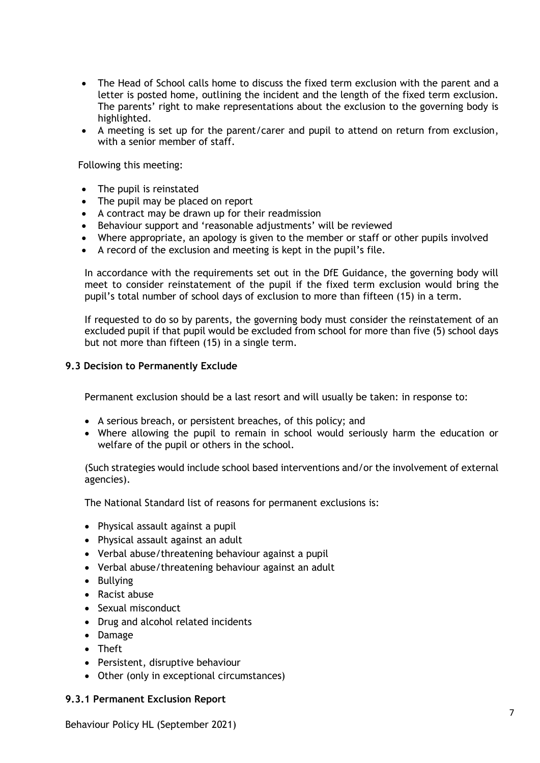- The Head of School calls home to discuss the fixed term exclusion with the parent and a letter is posted home, outlining the incident and the length of the fixed term exclusion. The parents' right to make representations about the exclusion to the governing body is highlighted.
- A meeting is set up for the parent/carer and pupil to attend on return from exclusion, with a senior member of staff.

Following this meeting:

- The pupil is reinstated
- The pupil may be placed on report
- A contract may be drawn up for their readmission
- Behaviour support and 'reasonable adjustments' will be reviewed
- Where appropriate, an apology is given to the member or staff or other pupils involved
- A record of the exclusion and meeting is kept in the pupil's file.

In accordance with the requirements set out in the DfE Guidance, the governing body will meet to consider reinstatement of the pupil if the fixed term exclusion would bring the pupil's total number of school days of exclusion to more than fifteen (15) in a term.

If requested to do so by parents, the governing body must consider the reinstatement of an excluded pupil if that pupil would be excluded from school for more than five (5) school days but not more than fifteen (15) in a single term.

### 9.3 Decision to Permanently Exclude

Permanent exclusion should be a last resort and will usually be taken: in response to:

- A serious breach, or persistent breaches, of this policy; and
- Where allowing the pupil to remain in school would seriously harm the education or welfare of the pupil or others in the school.

(Such strategies would include school based interventions and/or the involvement of external agencies).

The National Standard list of reasons for permanent exclusions is:

- Physical assault against a pupil
- Physical assault against an adult
- Verbal abuse/threatening behaviour against a pupil
- Verbal abuse/threatening behaviour against an adult
- Bullying
- Racist abuse
- Sexual misconduct
- Drug and alcohol related incidents
- Damage
- Theft
- Persistent, disruptive behaviour
- Other (only in exceptional circumstances)

#### 9.3.1 Permanent Exclusion Report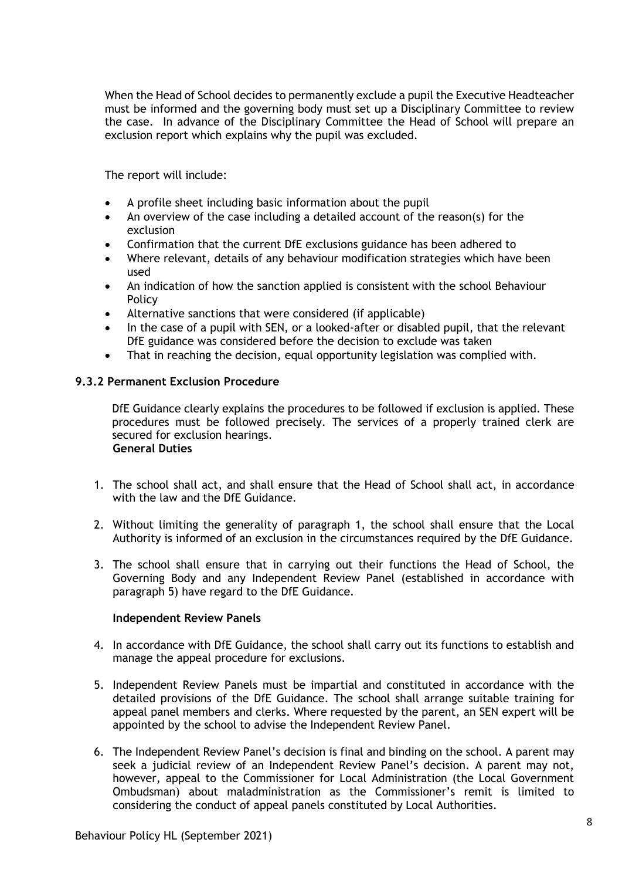When the Head of School decides to permanently exclude a pupil the Executive Headteacher must be informed and the governing body must set up a Disciplinary Committee to review the case. In advance of the Disciplinary Committee the Head of School will prepare an exclusion report which explains why the pupil was excluded.

The report will include:

- A profile sheet including basic information about the pupil
- An overview of the case including a detailed account of the reason(s) for the exclusion
- Confirmation that the current DfE exclusions guidance has been adhered to
- Where relevant, details of any behaviour modification strategies which have been used
- An indication of how the sanction applied is consistent with the school Behaviour Policy
- Alternative sanctions that were considered (if applicable)
- In the case of a pupil with SEN, or a looked-after or disabled pupil, that the relevant DfE guidance was considered before the decision to exclude was taken
- That in reaching the decision, equal opportunity legislation was complied with.

### 9.3.2 Permanent Exclusion Procedure

DfE Guidance clearly explains the procedures to be followed if exclusion is applied. These procedures must be followed precisely. The services of a properly trained clerk are secured for exclusion hearings.

**General Duties**

1. The school shall act, and shall ensure that the Head of School shall act, in accordance with the law and the DfE Guidance.

2. Without limiting the generality of paragraph 1, the school shall ensure that the Local Authority is informed of an exclusion in the circumstances required by the DfE Guidance.

3. The school shall ensure that in carrying out their functions the Head of School, the Governing Body and any Independent Review Panel (established in accordance with paragraph 5) have regard to the DfE Guidance.

**Independent Review Panels**

4. In accordance with DfE Guidance, the school shall carry out its functions to establish and manage the appeal procedure for exclusions.

5. Independent Review Panels must be impartial and constituted in accordance with the detailed provisions of the DfE Guidance. The school shall arrange suitable training for appeal panel members and clerks. Where requested by the parent, an SEN expert will be appointed by the school to advise the Independent Review Panel.

6. The Independent Review Panel's decision is final and binding on the school. A parent may seek a judicial review of an Independent Review Panel's decision. A parent may not, however, appeal to the Commissioner for Local Administration (the Local Government Ombudsman) about maladministration as the Commissioner's remit is limited to considering the conduct of appeal panels constituted by Local Authorities.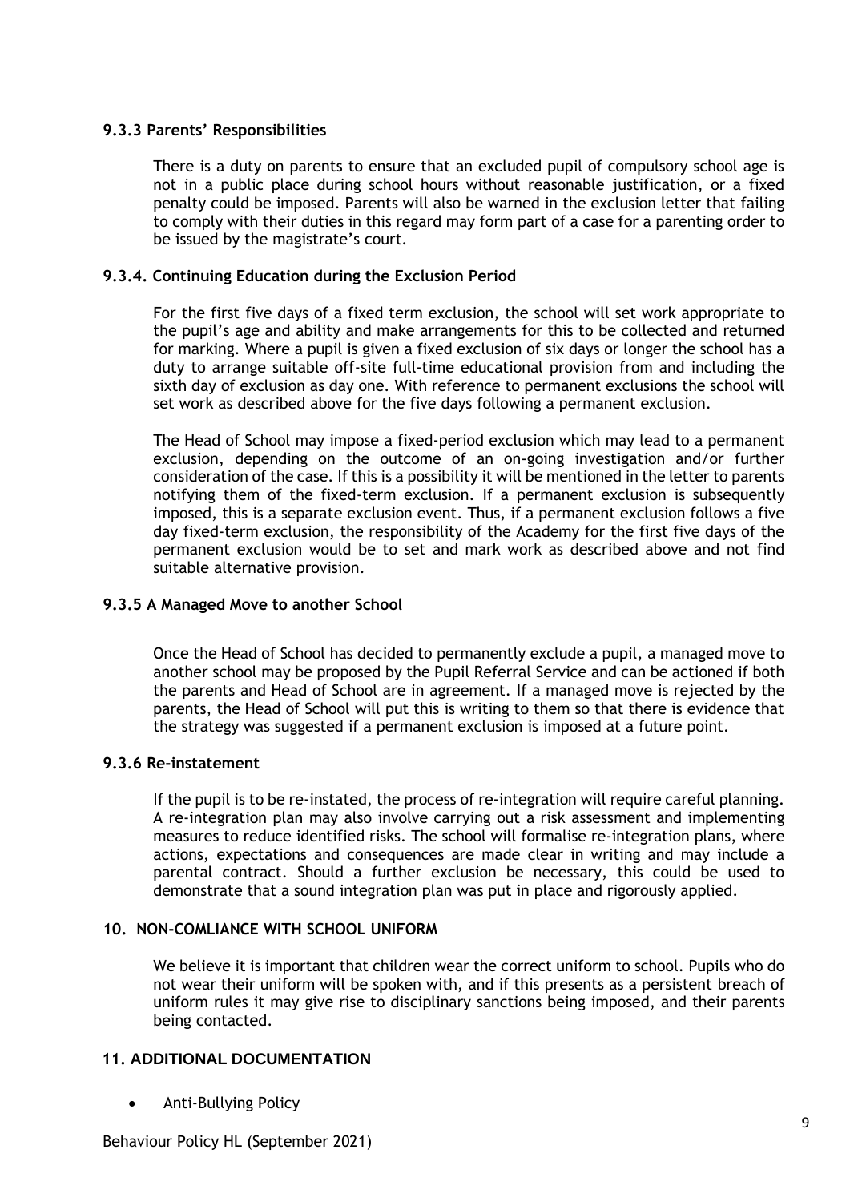### 9.3.3 Parents' Responsibilities

There is a duty on parents to ensure that an excluded pupil of compulsory school age is not in a public place during school hours without reasonable justification, or a fixed penalty could be imposed. Parents will also be warned in the exclusion letter that failing to comply with their duties in this regard may form part of a case for a parenting order to be issued by the magistrate's court.

### 9.3.4. Continuing Education during the Exclusion Period

For the first five days of a fixed term exclusion, the school will set work appropriate to the pupil's age and ability and make arrangements for this to be collected and returned for marking. Where a pupil is given a fixed exclusion of six days or longer the school has a duty to arrange suitable off-site full-time educational provision from and including the sixth day of exclusion as day one. With reference to permanent exclusions the school will set work as described above for the five days following a permanent exclusion.

The Head of School may impose a fixed-period exclusion which may lead to a permanent exclusion, depending on the outcome of an on-going investigation and/or further consideration of the case. If this is a possibility it will be mentioned in the letter to parents notifying them of the fixed-term exclusion. If a permanent exclusion is subsequently imposed, this is a separate exclusion event. Thus, if a permanent exclusion follows a five day fixed-term exclusion, the responsibility of the Academy for the first five days of the permanent exclusion would be to set and mark work as described above and not find suitable alternative provision.

### 9.3.5 A Managed Move to another School

Once the Head of School has decided to permanently exclude a pupil, a managed move to another school may be proposed by the Pupil Referral Service and can be actioned if both the parents and Head of School are in agreement. If a managed move is rejected by the parents, the Head of School will put this is writing to them so that there is evidence that the strategy was suggested if a permanent exclusion is imposed at a future point.

### 9.3.6 Re-instatement

If the pupil is to be re-instated, the process of re-integration will require careful planning. A re-integration plan may also involve carrying out a risk assessment and implementing measures to reduce identified risks. The school will formalise re-integration plans, where actions, expectations and consequences are made clear in writing and may include a parental contract. Should a further exclusion be necessary, this could be used to demonstrate that a sound integration plan was put in place and rigorously applied.

## 10. NON-COMLIANCE WITH SCHOOL UNIFORM

We believe it is important that children wear the correct uniform to school. Pupils who do not wear their uniform will be spoken with, and if this presents as a persistent breach of uniform rules it may give rise to disciplinary sanctions being imposed, and their parents being contacted.

## 11. ADDITIONAL DOCUMENTATION

- Anti-Bullying Policy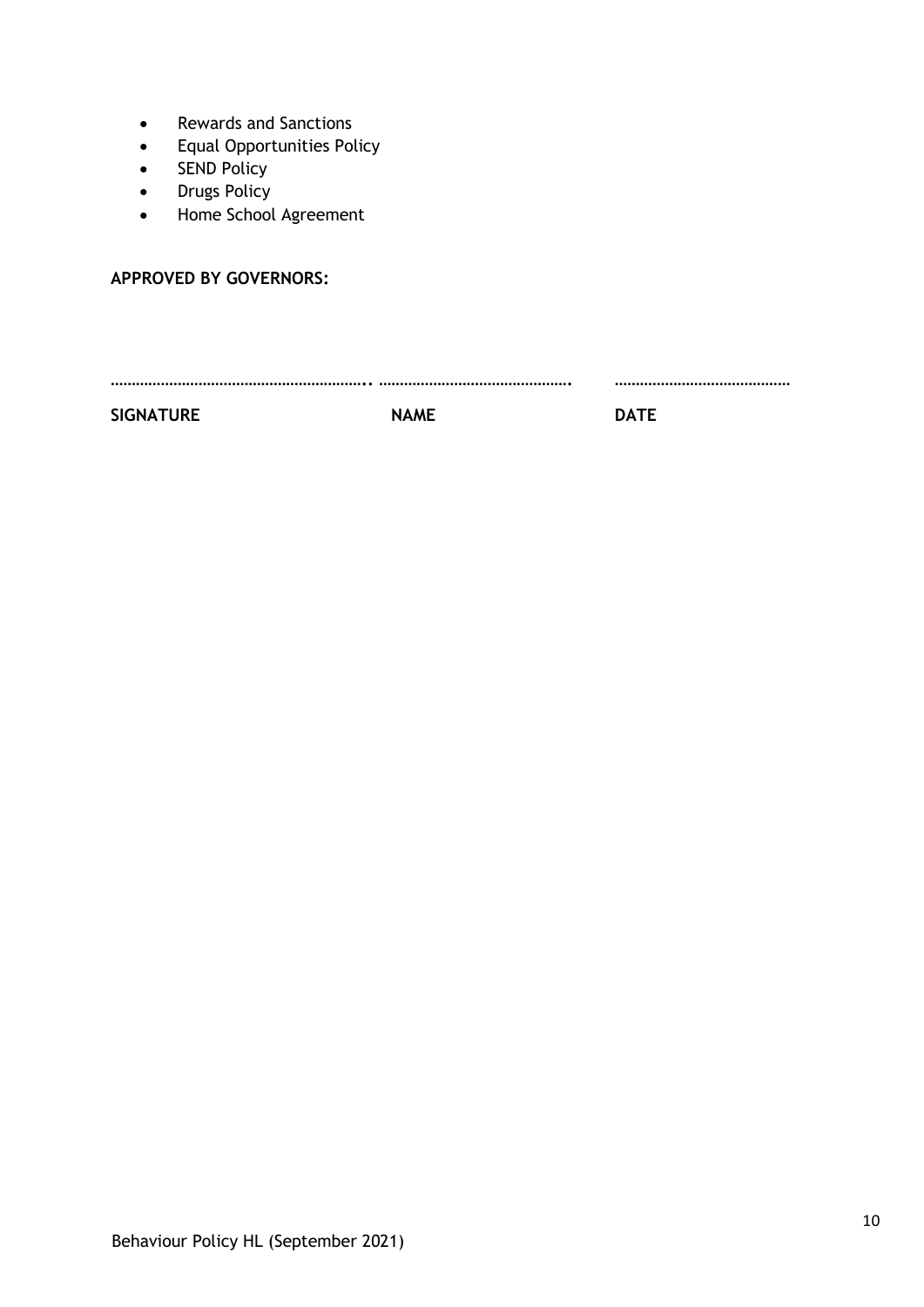- Rewards and Sanctions
- Equal Opportunities Policy
- SEND Policy
- Drugs Policy
- Home School Agreement

**APPROVED BY GOVERNORS:**

……………………………………………………….. ……………………………………….    ……………………………………

**SIGNATURE**    **NAME**    **DATE**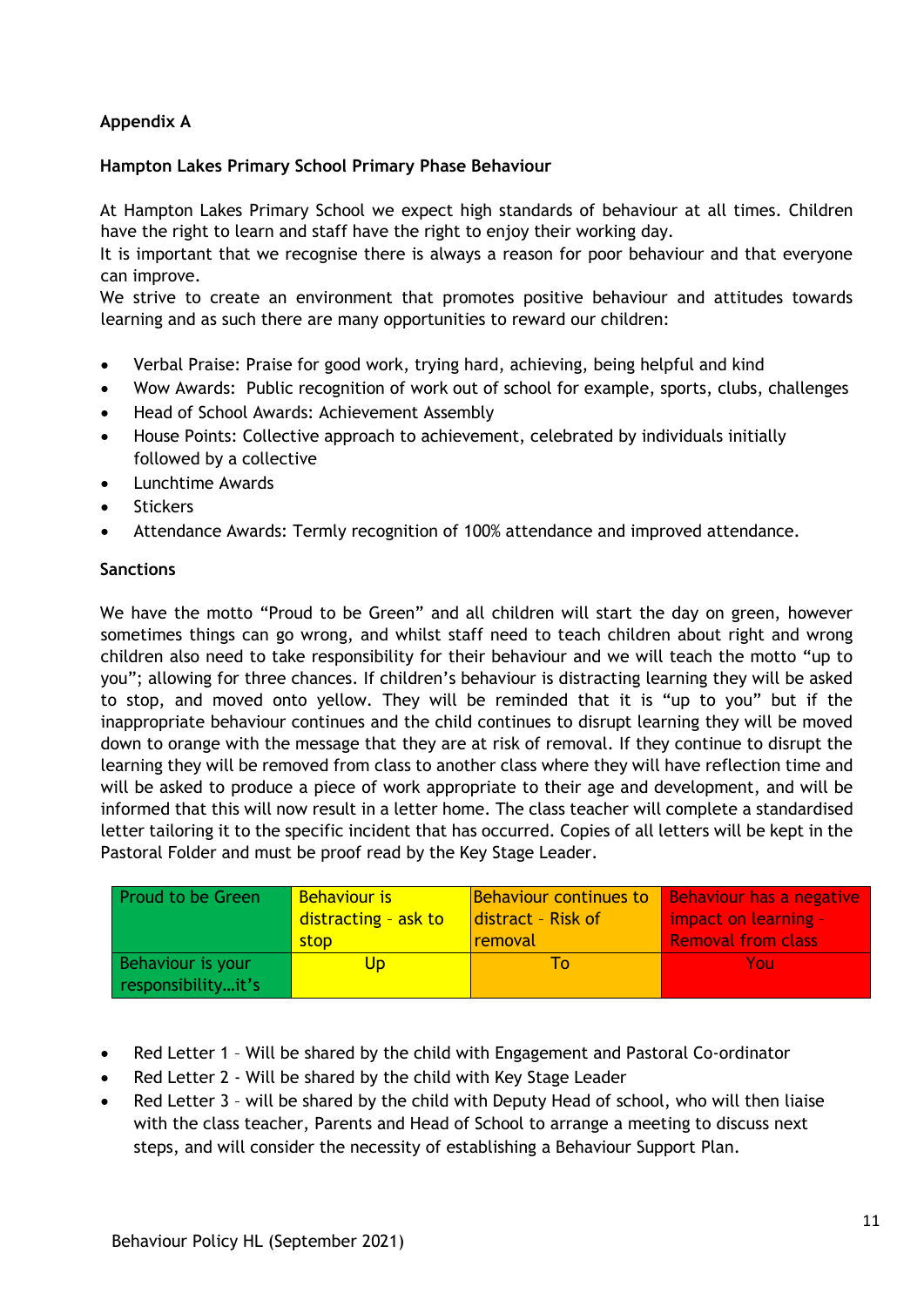**Appendix A**

**Hampton Lakes Primary School Primary Phase Behaviour**

At Hampton Lakes Primary School we expect high standards of behaviour at all times. Children have the right to learn and staff have the right to enjoy their working day.
It is important that we recognise there is always a reason for poor behaviour and that everyone can improve.
We strive to create an environment that promotes positive behaviour and attitudes towards learning and as such there are many opportunities to reward our children:

- Verbal Praise: Praise for good work, trying hard, achieving, being helpful and kind
- Wow Awards: Public recognition of work out of school for example, sports, clubs, challenges
- Head of School Awards: Achievement Assembly
- House Points: Collective approach to achievement, celebrated by individuals initially followed by a collective
- Lunchtime Awards
- Stickers
- Attendance Awards: Termly recognition of 100% attendance and improved attendance.

**Sanctions**

We have the motto "Proud to be Green" and all children will start the day on green, however sometimes things can go wrong, and whilst staff need to teach children about right and wrong children also need to take responsibility for their behaviour and we will teach the motto "up to you"; allowing for three chances. If children's behaviour is distracting learning they will be asked to stop, and moved onto yellow. They will be reminded that it is "up to you" but if the inappropriate behaviour continues and the child continues to disrupt learning they will be moved down to orange with the message that they are at risk of removal. If they continue to disrupt the learning they will be removed from class to another class where they will have reflection time and will be asked to produce a piece of work appropriate to their age and development, and will be informed that this will now result in a letter home. The class teacher will complete a standardised letter tailoring it to the specific incident that has occurred. Copies of all letters will be kept in the Pastoral Folder and must be proof read by the Key Stage Leader.

| | | | |
|---|---|---|---|
| Proud to be Green | Behaviour is distracting - ask to stop | Behaviour continues to distract - Risk of removal | Behaviour has a negative impact on learning - Removal from class |
| Behaviour is your responsibility…it's | Up | To | You |

- Red Letter 1 – Will be shared by the child with Engagement and Pastoral Co-ordinator
- Red Letter 2 - Will be shared by the child with Key Stage Leader
- Red Letter 3 – will be shared by the child with Deputy Head of school, who will then liaise with the class teacher, Parents and Head of School to arrange a meeting to discuss next steps, and will consider the necessity of establishing a Behaviour Support Plan.